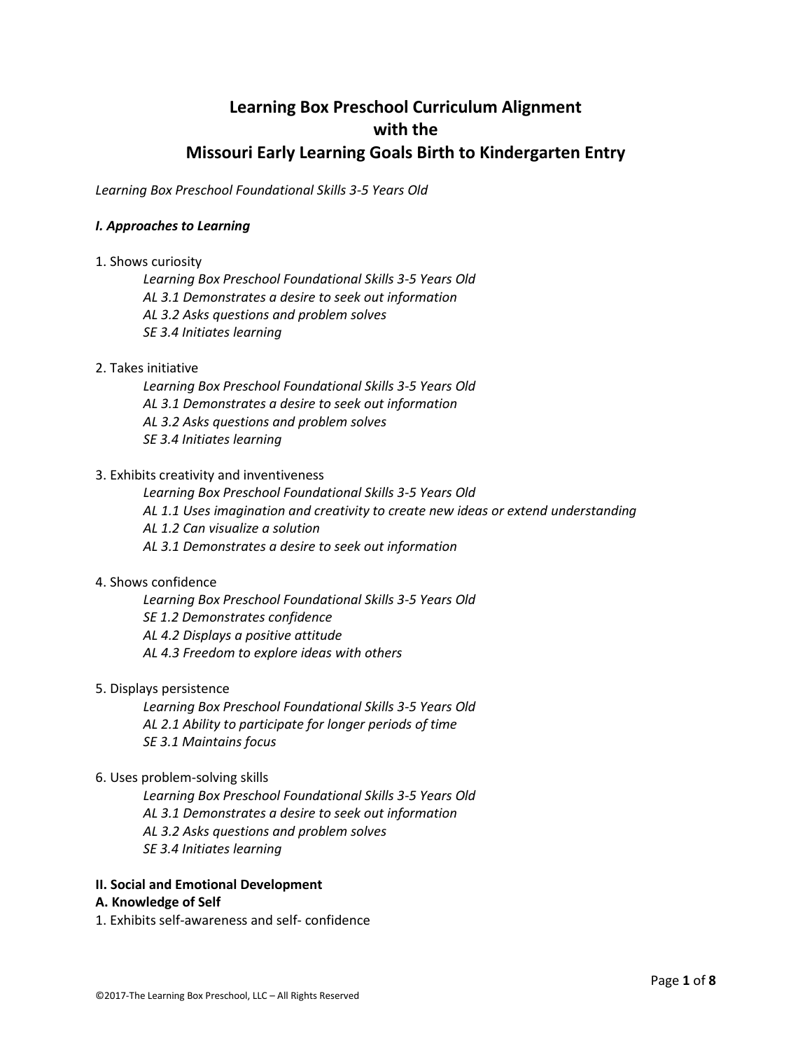# Learning Box Preschool Curriculum Alignment with the Missouri Early Learning Goals Birth to Kindergarten Entry

*Learning Box Preschool Foundational Skills 3-5 Years Old*

***I. Approaches to Learning***

1. Shows curiosity

   *Learning Box Preschool Foundational Skills 3-5 Years Old*
   *AL 3.1 Demonstrates a desire to seek out information*
   *AL 3.2 Asks questions and problem solves*
   *SE 3.4 Initiates learning*

2. Takes initiative

   *Learning Box Preschool Foundational Skills 3-5 Years Old*
   *AL 3.1 Demonstrates a desire to seek out information*
   *AL 3.2 Asks questions and problem solves*
   *SE 3.4 Initiates learning*

3. Exhibits creativity and inventiveness

   *Learning Box Preschool Foundational Skills 3-5 Years Old*
   *AL 1.1 Uses imagination and creativity to create new ideas or extend understanding*
   *AL 1.2 Can visualize a solution*
   *AL 3.1 Demonstrates a desire to seek out information*

4. Shows confidence

   *Learning Box Preschool Foundational Skills 3-5 Years Old*
   *SE 1.2 Demonstrates confidence*
   *AL 4.2 Displays a positive attitude*
   *AL 4.3 Freedom to explore ideas with others*

5. Displays persistence

   *Learning Box Preschool Foundational Skills 3-5 Years Old*
   *AL 2.1 Ability to participate for longer periods of time*
   *SE 3.1 Maintains focus*

6. Uses problem-solving skills

   *Learning Box Preschool Foundational Skills 3-5 Years Old*
   *AL 3.1 Demonstrates a desire to seek out information*
   *AL 3.2 Asks questions and problem solves*
   *SE 3.4 Initiates learning*

**II. Social and Emotional Development**

**A. Knowledge of Self**

1. Exhibits self-awareness and self- confidence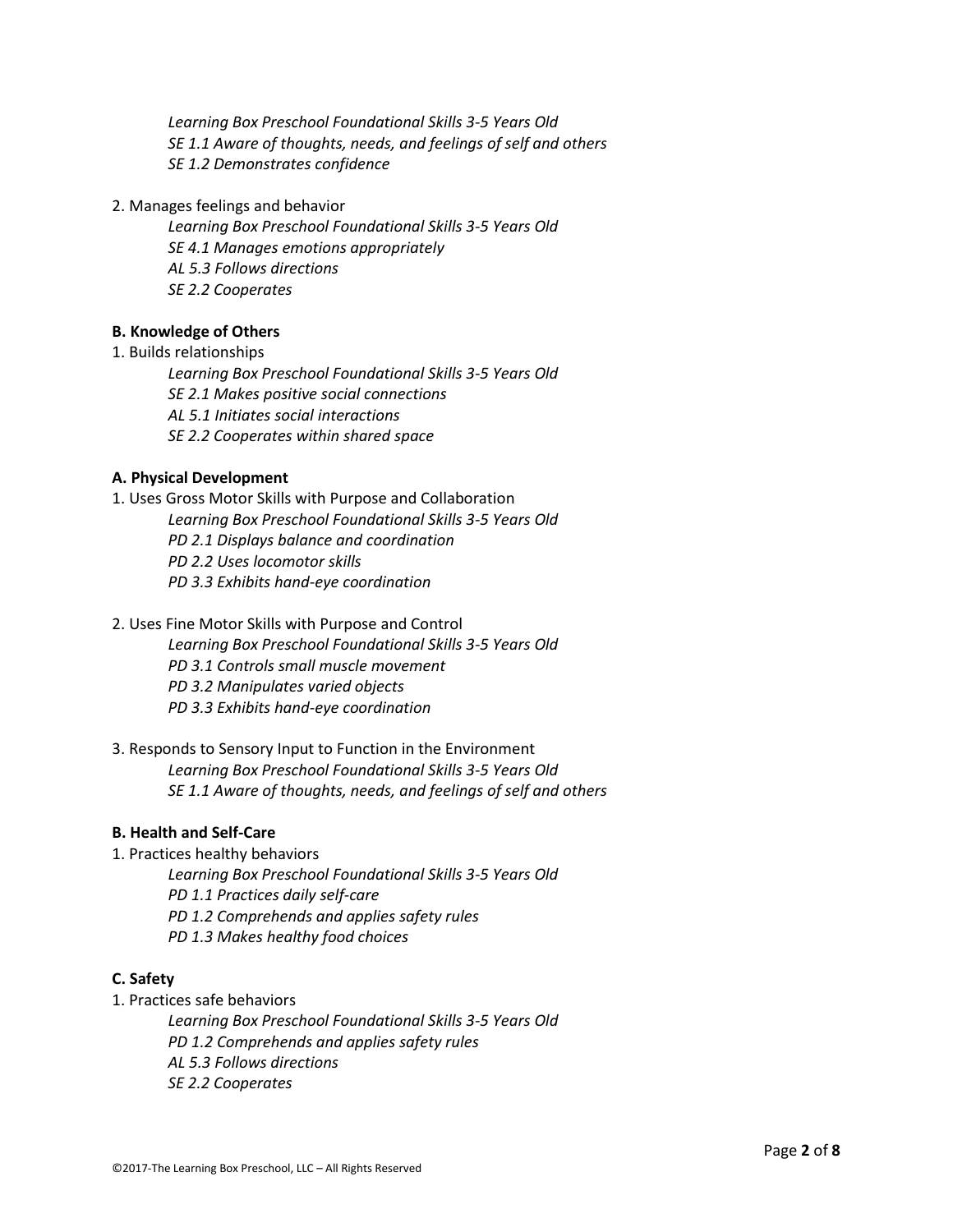*Learning Box Preschool Foundational Skills 3-5 Years Old*
*SE 1.1 Aware of thoughts, needs, and feelings of self and others*
*SE 1.2 Demonstrates confidence*

2. Manages feelings and behavior
   *Learning Box Preschool Foundational Skills 3-5 Years Old*
   *SE 4.1 Manages emotions appropriately*
   *AL 5.3 Follows directions*
   *SE 2.2 Cooperates*

**B. Knowledge of Others**

1. Builds relationships
   *Learning Box Preschool Foundational Skills 3-5 Years Old*
   *SE 2.1 Makes positive social connections*
   *AL 5.1 Initiates social interactions*
   *SE 2.2 Cooperates within shared space*

**A. Physical Development**

1. Uses Gross Motor Skills with Purpose and Collaboration
   *Learning Box Preschool Foundational Skills 3-5 Years Old*
   *PD 2.1 Displays balance and coordination*
   *PD 2.2 Uses locomotor skills*
   *PD 3.3 Exhibits hand-eye coordination*

2. Uses Fine Motor Skills with Purpose and Control
   *Learning Box Preschool Foundational Skills 3-5 Years Old*
   *PD 3.1 Controls small muscle movement*
   *PD 3.2 Manipulates varied objects*
   *PD 3.3 Exhibits hand-eye coordination*

3. Responds to Sensory Input to Function in the Environment
   *Learning Box Preschool Foundational Skills 3-5 Years Old*
   *SE 1.1 Aware of thoughts, needs, and feelings of self and others*

**B. Health and Self-Care**

1. Practices healthy behaviors
   *Learning Box Preschool Foundational Skills 3-5 Years Old*
   *PD 1.1 Practices daily self-care*
   *PD 1.2 Comprehends and applies safety rules*
   *PD 1.3 Makes healthy food choices*

**C. Safety**

1. Practices safe behaviors
   *Learning Box Preschool Foundational Skills 3-5 Years Old*
   *PD 1.2 Comprehends and applies safety rules*
   *AL 5.3 Follows directions*
   *SE 2.2 Cooperates*

©2017-The Learning Box Preschool, LLC – All Rights Reserved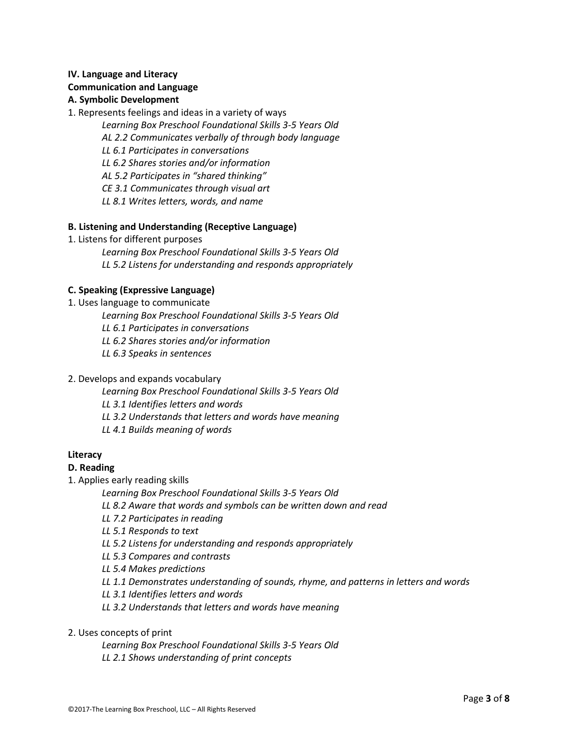**IV. Language and Literacy**

**Communication and Language**

**A. Symbolic Development**

1. Represents feelings and ideas in a variety of ways

    *Learning Box Preschool Foundational Skills 3-5 Years Old*
    *AL 2.2 Communicates verbally of through body language*
    *LL 6.1 Participates in conversations*
    *LL 6.2 Shares stories and/or information*
    *AL 5.2 Participates in "shared thinking"*
    *CE 3.1 Communicates through visual art*
    *LL 8.1 Writes letters, words, and name*

**B. Listening and Understanding (Receptive Language)**

1. Listens for different purposes

    *Learning Box Preschool Foundational Skills 3-5 Years Old*
    *LL 5.2 Listens for understanding and responds appropriately*

**C. Speaking (Expressive Language)**

1. Uses language to communicate

    *Learning Box Preschool Foundational Skills 3-5 Years Old*
    *LL 6.1 Participates in conversations*
    *LL 6.2 Shares stories and/or information*
    *LL 6.3 Speaks in sentences*

2. Develops and expands vocabulary

    *Learning Box Preschool Foundational Skills 3-5 Years Old*
    *LL 3.1 Identifies letters and words*
    *LL 3.2 Understands that letters and words have meaning*
    *LL 4.1 Builds meaning of words*

**Literacy**

**D. Reading**

1. Applies early reading skills

    *Learning Box Preschool Foundational Skills 3-5 Years Old*
    *LL 8.2 Aware that words and symbols can be written down and read*
    *LL 7.2 Participates in reading*
    *LL 5.1 Responds to text*
    *LL 5.2 Listens for understanding and responds appropriately*
    *LL 5.3 Compares and contrasts*
    *LL 5.4 Makes predictions*
    *LL 1.1 Demonstrates understanding of sounds, rhyme, and patterns in letters and words*
    *LL 3.1 Identifies letters and words*
    *LL 3.2 Understands that letters and words have meaning*

2. Uses concepts of print

    *Learning Box Preschool Foundational Skills 3-5 Years Old*
    *LL 2.1 Shows understanding of print concepts*

©2017-The Learning Box Preschool, LLC – All Rights Reserved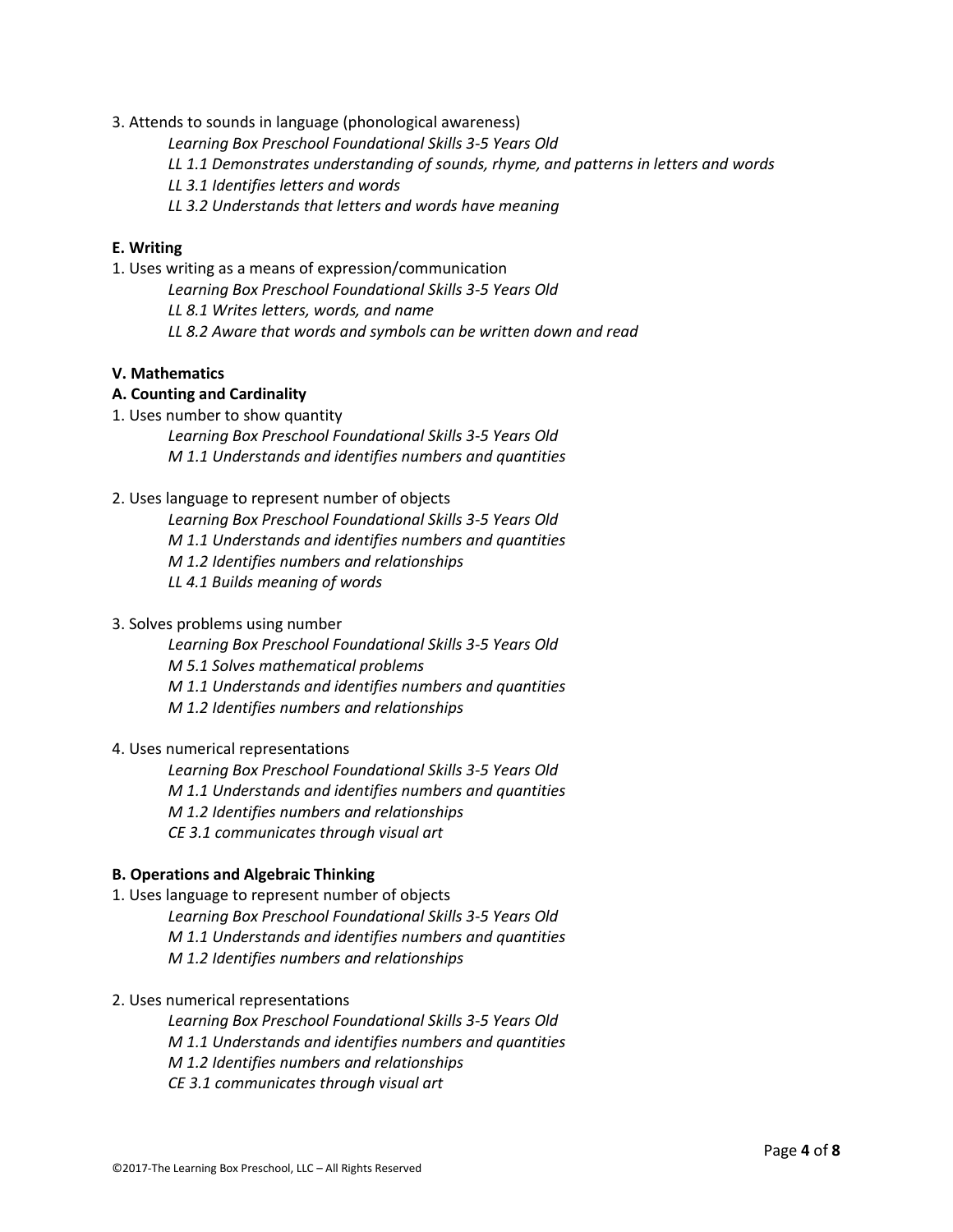3. Attends to sounds in language (phonological awareness)

*Learning Box Preschool Foundational Skills 3-5 Years Old*
*LL 1.1 Demonstrates understanding of sounds, rhyme, and patterns in letters and words*
*LL 3.1 Identifies letters and words*
*LL 3.2 Understands that letters and words have meaning*

**E. Writing**

1. Uses writing as a means of expression/communication

*Learning Box Preschool Foundational Skills 3-5 Years Old*
*LL 8.1 Writes letters, words, and name*
*LL 8.2 Aware that words and symbols can be written down and read*

**V. Mathematics**

**A. Counting and Cardinality**

1. Uses number to show quantity

*Learning Box Preschool Foundational Skills 3-5 Years Old*
*M 1.1 Understands and identifies numbers and quantities*

2. Uses language to represent number of objects

*Learning Box Preschool Foundational Skills 3-5 Years Old*
*M 1.1 Understands and identifies numbers and quantities*
*M 1.2 Identifies numbers and relationships*
*LL 4.1 Builds meaning of words*

3. Solves problems using number

*Learning Box Preschool Foundational Skills 3-5 Years Old*
*M 5.1 Solves mathematical problems*
*M 1.1 Understands and identifies numbers and quantities*
*M 1.2 Identifies numbers and relationships*

4. Uses numerical representations

*Learning Box Preschool Foundational Skills 3-5 Years Old*
*M 1.1 Understands and identifies numbers and quantities*
*M 1.2 Identifies numbers and relationships*
*CE 3.1 communicates through visual art*

**B. Operations and Algebraic Thinking**

1. Uses language to represent number of objects

*Learning Box Preschool Foundational Skills 3-5 Years Old*
*M 1.1 Understands and identifies numbers and quantities*
*M 1.2 Identifies numbers and relationships*

2. Uses numerical representations

*Learning Box Preschool Foundational Skills 3-5 Years Old*
*M 1.1 Understands and identifies numbers and quantities*
*M 1.2 Identifies numbers and relationships*
*CE 3.1 communicates through visual art*

©2017-The Learning Box Preschool, LLC – All Rights Reserved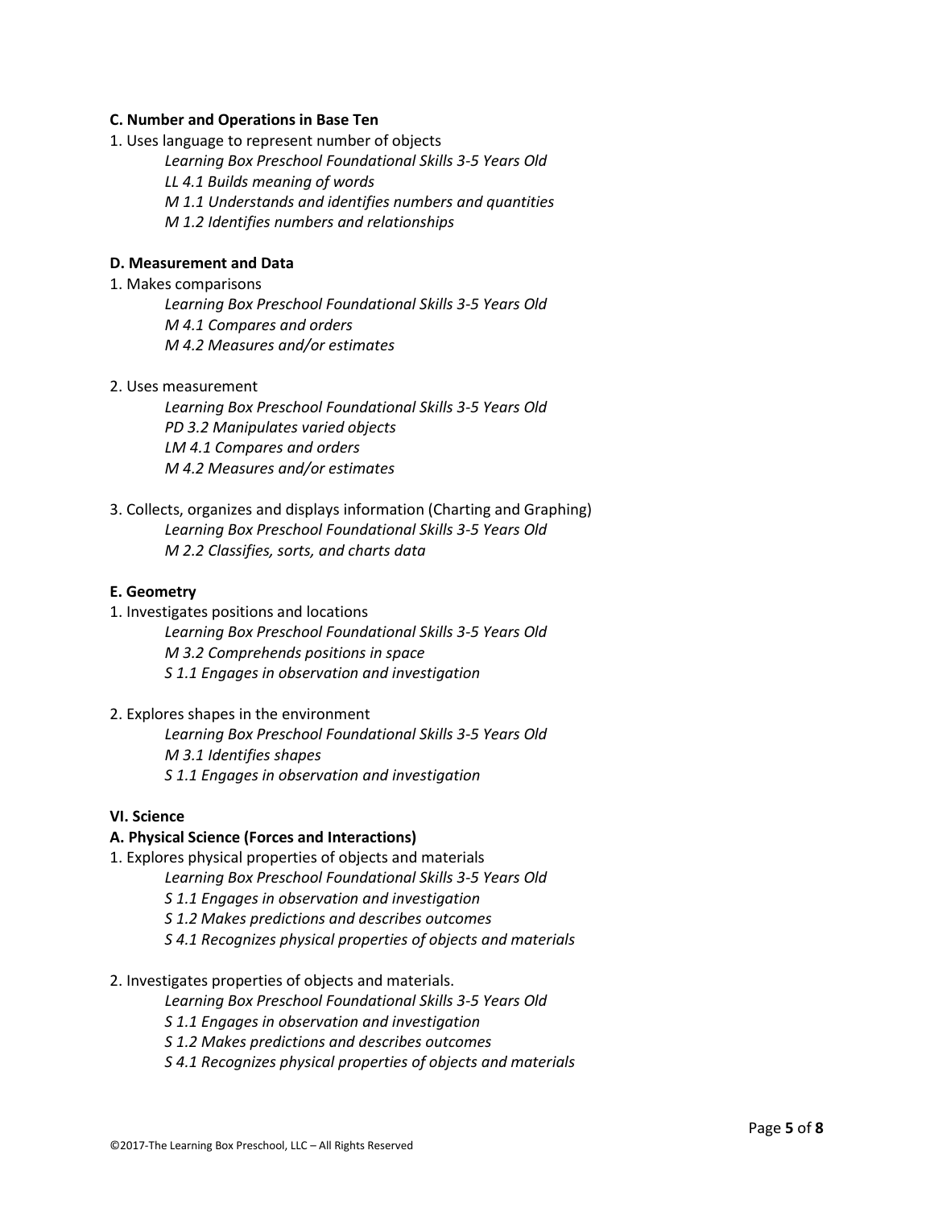**C. Number and Operations in Base Ten**

1. Uses language to represent number of objects

   *Learning Box Preschool Foundational Skills 3-5 Years Old*
   *LL 4.1 Builds meaning of words*
   *M 1.1 Understands and identifies numbers and quantities*
   *M 1.2 Identifies numbers and relationships*

**D. Measurement and Data**

1. Makes comparisons

   *Learning Box Preschool Foundational Skills 3-5 Years Old*
   *M 4.1 Compares and orders*
   *M 4.2 Measures and/or estimates*

2. Uses measurement

   *Learning Box Preschool Foundational Skills 3-5 Years Old*
   *PD 3.2 Manipulates varied objects*
   *LM 4.1 Compares and orders*
   *M 4.2 Measures and/or estimates*

3. Collects, organizes and displays information (Charting and Graphing)

   *Learning Box Preschool Foundational Skills 3-5 Years Old*
   *M 2.2 Classifies, sorts, and charts data*

**E. Geometry**

1. Investigates positions and locations

   *Learning Box Preschool Foundational Skills 3-5 Years Old*
   *M 3.2 Comprehends positions in space*
   *S 1.1 Engages in observation and investigation*

2. Explores shapes in the environment

   *Learning Box Preschool Foundational Skills 3-5 Years Old*
   *M 3.1 Identifies shapes*
   *S 1.1 Engages in observation and investigation*

**VI. Science**

**A. Physical Science (Forces and Interactions)**

1. Explores physical properties of objects and materials

   *Learning Box Preschool Foundational Skills 3-5 Years Old*
   *S 1.1 Engages in observation and investigation*
   *S 1.2 Makes predictions and describes outcomes*
   *S 4.1 Recognizes physical properties of objects and materials*

2. Investigates properties of objects and materials.

   *Learning Box Preschool Foundational Skills 3-5 Years Old*
   *S 1.1 Engages in observation and investigation*
   *S 1.2 Makes predictions and describes outcomes*
   *S 4.1 Recognizes physical properties of objects and materials*

©2017-The Learning Box Preschool, LLC – All Rights Reserved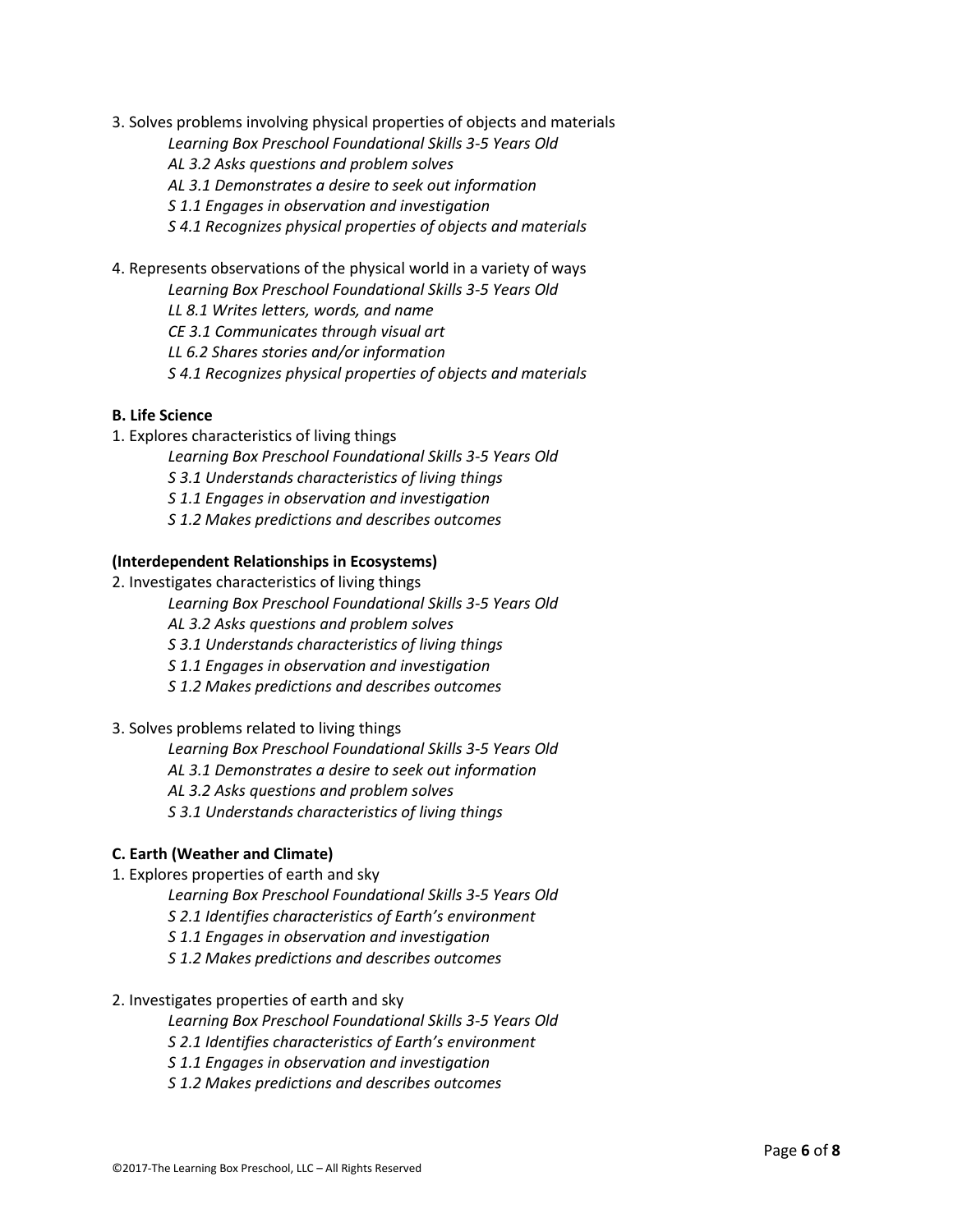3. Solves problems involving physical properties of objects and materials

*Learning Box Preschool Foundational Skills 3-5 Years Old*
*AL 3.2 Asks questions and problem solves*
*AL 3.1 Demonstrates a desire to seek out information*
*S 1.1 Engages in observation and investigation*
*S 4.1 Recognizes physical properties of objects and materials*

4. Represents observations of the physical world in a variety of ways

*Learning Box Preschool Foundational Skills 3-5 Years Old*
*LL 8.1 Writes letters, words, and name*
*CE 3.1 Communicates through visual art*
*LL 6.2 Shares stories and/or information*
*S 4.1 Recognizes physical properties of objects and materials*

**B. Life Science**

1. Explores characteristics of living things

*Learning Box Preschool Foundational Skills 3-5 Years Old*
*S 3.1 Understands characteristics of living things*
*S 1.1 Engages in observation and investigation*
*S 1.2 Makes predictions and describes outcomes*

**(Interdependent Relationships in Ecosystems)**

2. Investigates characteristics of living things

*Learning Box Preschool Foundational Skills 3-5 Years Old*
*AL 3.2 Asks questions and problem solves*
*S 3.1 Understands characteristics of living things*
*S 1.1 Engages in observation and investigation*
*S 1.2 Makes predictions and describes outcomes*

3. Solves problems related to living things

*Learning Box Preschool Foundational Skills 3-5 Years Old*
*AL 3.1 Demonstrates a desire to seek out information*
*AL 3.2 Asks questions and problem solves*
*S 3.1 Understands characteristics of living things*

**C. Earth (Weather and Climate)**

1. Explores properties of earth and sky

*Learning Box Preschool Foundational Skills 3-5 Years Old*
*S 2.1 Identifies characteristics of Earth's environment*
*S 1.1 Engages in observation and investigation*
*S 1.2 Makes predictions and describes outcomes*

2. Investigates properties of earth and sky

*Learning Box Preschool Foundational Skills 3-5 Years Old*
*S 2.1 Identifies characteristics of Earth's environment*
*S 1.1 Engages in observation and investigation*
*S 1.2 Makes predictions and describes outcomes*

©2017-The Learning Box Preschool, LLC – All Rights Reserved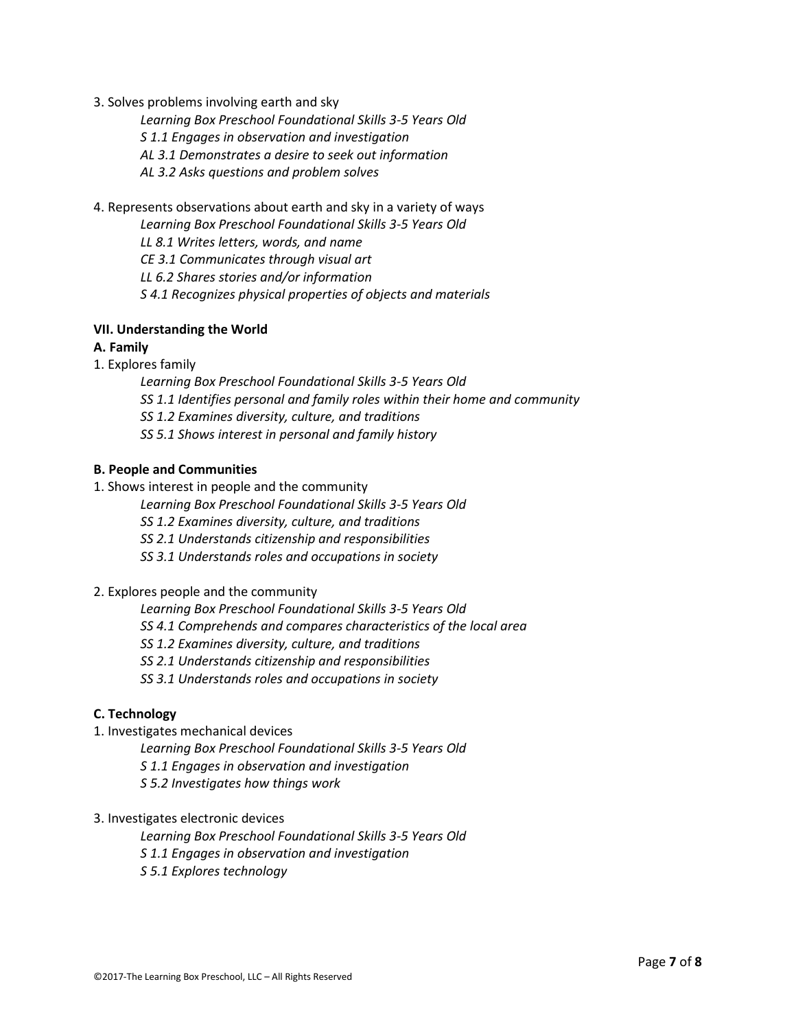3. Solves problems involving earth and sky

*Learning Box Preschool Foundational Skills 3-5 Years Old*
*S 1.1 Engages in observation and investigation*
*AL 3.1 Demonstrates a desire to seek out information*
*AL 3.2 Asks questions and problem solves*

4. Represents observations about earth and sky in a variety of ways

*Learning Box Preschool Foundational Skills 3-5 Years Old*
*LL 8.1 Writes letters, words, and name*
*CE 3.1 Communicates through visual art*
*LL 6.2 Shares stories and/or information*
*S 4.1 Recognizes physical properties of objects and materials*

**VII. Understanding the World**

**A. Family**

1. Explores family

*Learning Box Preschool Foundational Skills 3-5 Years Old*
*SS 1.1 Identifies personal and family roles within their home and community*
*SS 1.2 Examines diversity, culture, and traditions*
*SS 5.1 Shows interest in personal and family history*

**B. People and Communities**

1. Shows interest in people and the community

*Learning Box Preschool Foundational Skills 3-5 Years Old*
*SS 1.2 Examines diversity, culture, and traditions*
*SS 2.1 Understands citizenship and responsibilities*
*SS 3.1 Understands roles and occupations in society*

2. Explores people and the community

*Learning Box Preschool Foundational Skills 3-5 Years Old*
*SS 4.1 Comprehends and compares characteristics of the local area*
*SS 1.2 Examines diversity, culture, and traditions*
*SS 2.1 Understands citizenship and responsibilities*
*SS 3.1 Understands roles and occupations in society*

**C. Technology**

1. Investigates mechanical devices

*Learning Box Preschool Foundational Skills 3-5 Years Old*
*S 1.1 Engages in observation and investigation*
*S 5.2 Investigates how things work*

3. Investigates electronic devices

*Learning Box Preschool Foundational Skills 3-5 Years Old*
*S 1.1 Engages in observation and investigation*
*S 5.1 Explores technology*

©2017-The Learning Box Preschool, LLC – All Rights Reserved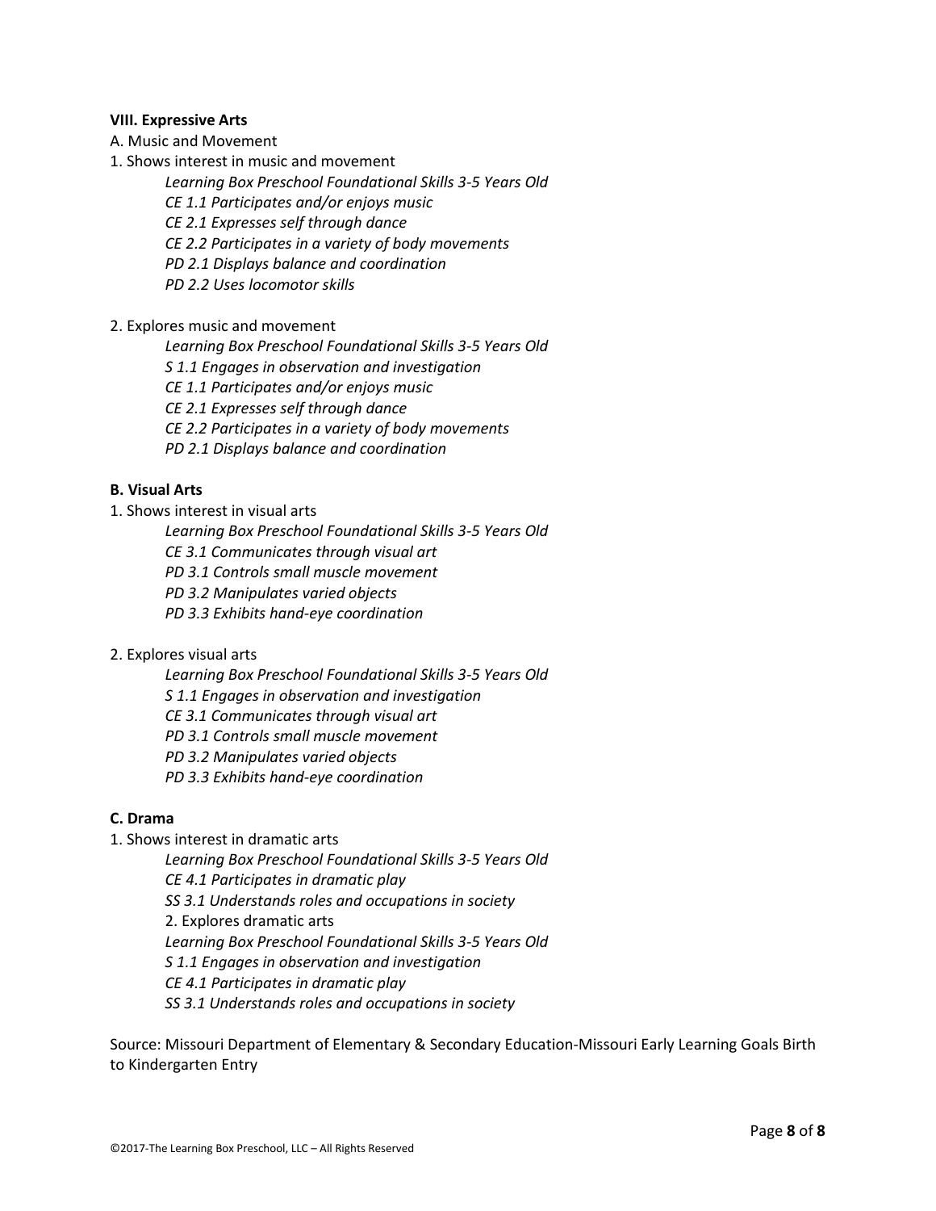**VIII. Expressive Arts**

A. Music and Movement

1. Shows interest in music and movement

*Learning Box Preschool Foundational Skills 3-5 Years Old*
*CE 1.1 Participates and/or enjoys music*
*CE 2.1 Expresses self through dance*
*CE 2.2 Participates in a variety of body movements*
*PD 2.1 Displays balance and coordination*
*PD 2.2 Uses locomotor skills*

2. Explores music and movement

*Learning Box Preschool Foundational Skills 3-5 Years Old*
*S 1.1 Engages in observation and investigation*
*CE 1.1 Participates and/or enjoys music*
*CE 2.1 Expresses self through dance*
*CE 2.2 Participates in a variety of body movements*
*PD 2.1 Displays balance and coordination*

**B. Visual Arts**

1. Shows interest in visual arts

*Learning Box Preschool Foundational Skills 3-5 Years Old*
*CE 3.1 Communicates through visual art*
*PD 3.1 Controls small muscle movement*
*PD 3.2 Manipulates varied objects*
*PD 3.3 Exhibits hand-eye coordination*

2. Explores visual arts

*Learning Box Preschool Foundational Skills 3-5 Years Old*
*S 1.1 Engages in observation and investigation*
*CE 3.1 Communicates through visual art*
*PD 3.1 Controls small muscle movement*
*PD 3.2 Manipulates varied objects*
*PD 3.3 Exhibits hand-eye coordination*

**C. Drama**

1. Shows interest in dramatic arts

*Learning Box Preschool Foundational Skills 3-5 Years Old*
*CE 4.1 Participates in dramatic play*
*SS 3.1 Understands roles and occupations in society*

2. Explores dramatic arts

*Learning Box Preschool Foundational Skills 3-5 Years Old*
*S 1.1 Engages in observation and investigation*
*CE 4.1 Participates in dramatic play*
*SS 3.1 Understands roles and occupations in society*

Source: Missouri Department of Elementary & Secondary Education-Missouri Early Learning Goals Birth to Kindergarten Entry

©2017-The Learning Box Preschool, LLC – All Rights Reserved